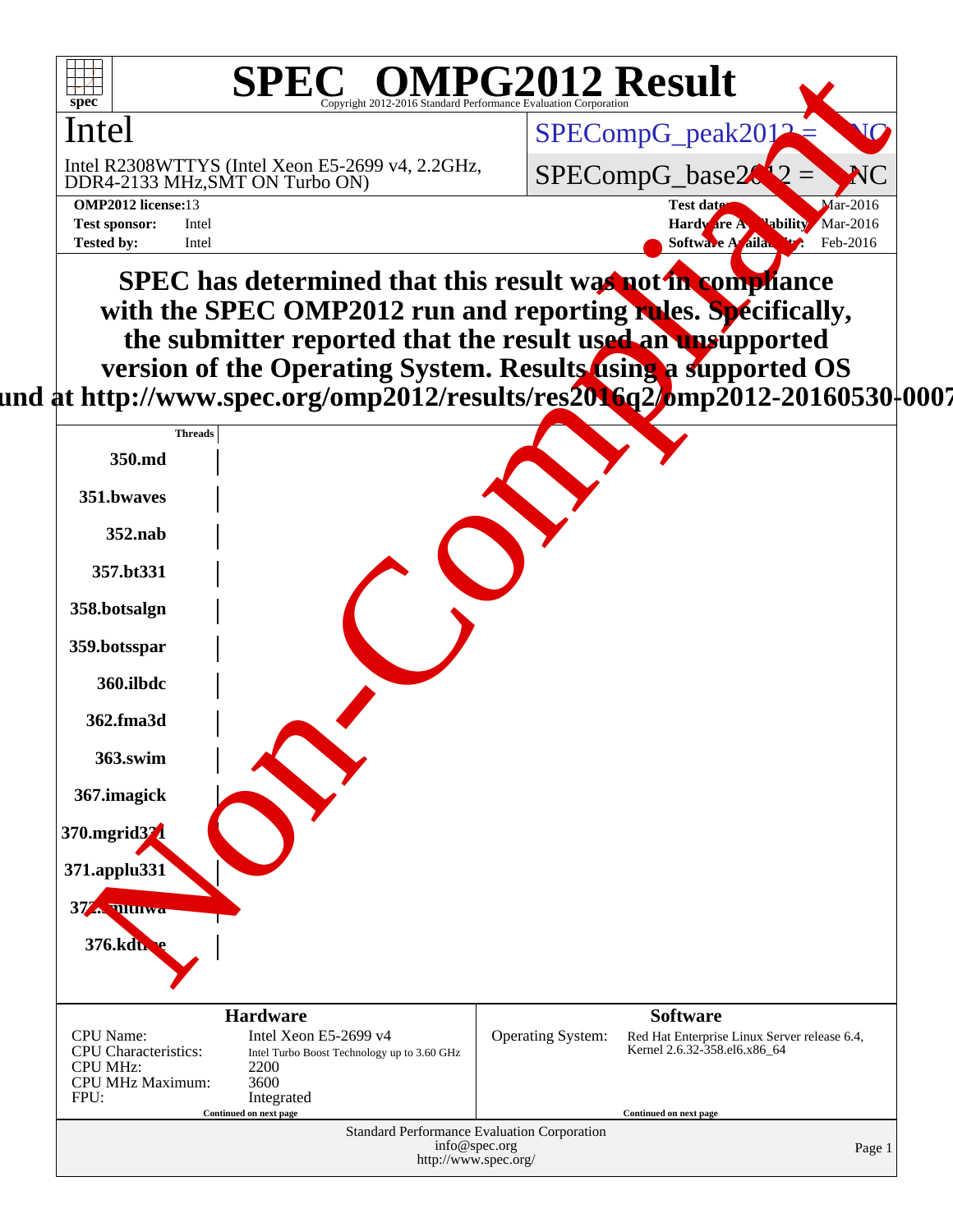# SPEC OMPG2012 Result

Copyright 2012-2016 Standard Performance Evaluation Corporation

## Intel

Intel R2308WTTYS (Intel Xeon E5-2699 v4, 2.2GHz, DDR4-2133 MHz,SMT ON Turbo ON)

SPECompG_peak2012 = NC

SPECompG_base2012 = NC

**OMP2012 license:** 13
**Test sponsor:** Intel
**Tested by:** Intel

**Test date:** Mar-2016
**Hardware Availability:** Mar-2016
**Software Availability:** Feb-2016

**SPEC has determined that this result was not in compliance with the SPEC OMP2012 run and reporting rules. Specifically, the submitter reported that the result used an unsupported version of the Operating System. Results using a supported OS found at http://www.spec.org/omp2012/results/res2016q2/omp2012-20160530-0007**

Non-Compliant

| | Threads |
|---|---|
| 350.md | |
| 351.bwaves | |
| 352.nab | |
| 357.bt331 | |
| 358.botsalgn | |
| 359.botsspar | |
| 360.ilbdc | |
| 362.fma3d | |
| 363.swim | |
| 367.imagick | |
| 370.mgrid331 | |
| 371.applu331 | |
| 372.smithwa | |
| 376.kdtree | |

### Hardware

| | |
|---|---|
| CPU Name: | Intel Xeon E5-2699 v4 |
| CPU Characteristics: | Intel Turbo Boost Technology up to 3.60 GHz |
| CPU MHz: | 2200 |
| CPU MHz Maximum: | 3600 |
| FPU: | Integrated |

Continued on next page

### Software

| | |
|---|---|
| Operating System: | Red Hat Enterprise Linux Server release 6.4, Kernel 2.6.32-358.el6.x86_64 |

Continued on next page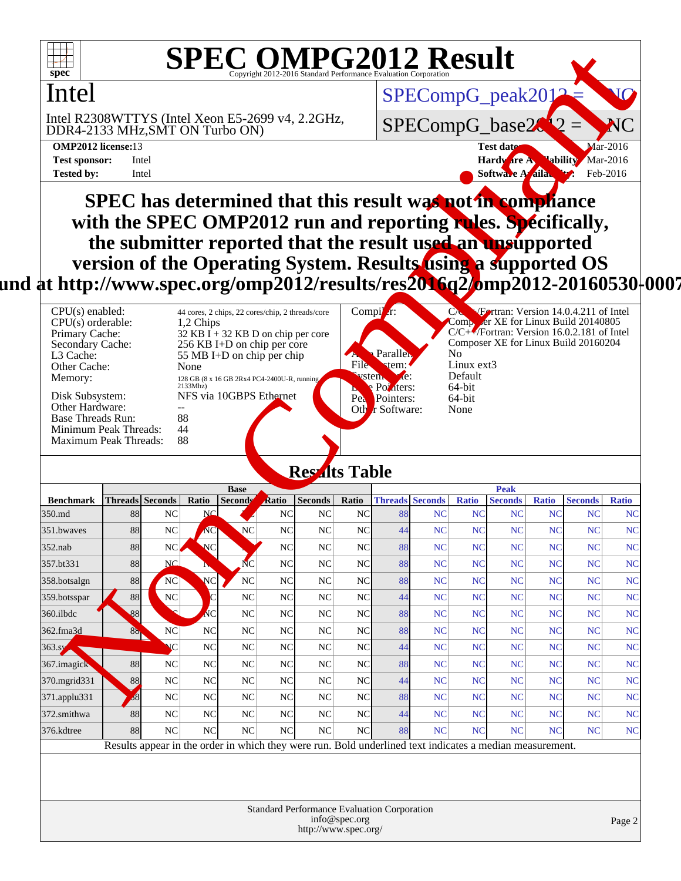# SPEC OMPG2012 Result

Copyright 2012-2016 Standard Performance Evaluation Corporation

## Intel

Intel R2308WTTYS (Intel Xeon E5-2699 v4, 2.2GHz, DDR4-2133 MHz,SMT ON Turbo ON)

SPECompG_peak2012 = NC

SPECompG_base2012 = NC

**OMP2012 license:** 13
**Test sponsor:** Intel
**Tested by:** Intel

**Test date:** Mar-2016
**Hardware Availability:** Mar-2016
**Software Availability:** Feb-2016

**SPEC has determined that this result was not in compliance with the SPEC OMP2012 run and reporting rules. Specifically, the submitter reported that the result used an unsupported version of the Operating System. Results using a supported OS found at http://www.spec.org/omp2012/results/res2016q2/omp2012-20160530-0007**

| | |
|---|---|
| CPU(s) enabled: | 44 cores, 2 chips, 22 cores/chip, 2 threads/core |
| CPU(s) orderable: | 1,2 Chips |
| Primary Cache: | 32 KB I + 32 KB D on chip per core |
| Secondary Cache: | 256 KB I+D on chip per core |
| L3 Cache: | 55 MB I+D on chip per chip |
| Other Cache: | None |
| Memory: | 128 GB (8 x 16 GB 2Rx4 PC4-2400U-R, running 2133Mhz) |
| Disk Subsystem: | NFS via 10GBPS Ethernet |
| Other Hardware: | -- |
| Base Threads Run: | 88 |
| Minimum Peak Threads: | 44 |
| Maximum Peak Threads: | 88 |

| | |
|---|---|
| Compiler: | C/C++/Fortran: Version 14.0.4.211 of Intel Composer XE for Linux Build 20140805 C/C++/Fortran: Version 16.0.2.181 of Intel Composer XE for Linux Build 20160204 |
| Auto Parallel: | No |
| File System: | Linux ext3 |
| System State: | Default |
| Base Pointers: | 64-bit |
| Peak Pointers: | 64-bit |
| Other Software: | None |

## Results Table

| Benchmark | Base | | | | | | | Peak | | | | | | |
|---|---|---|---|---|---|---|---|---|---|---|---|---|---|---|
| | Threads | Seconds | Ratio | Seconds | Ratio | Seconds | Ratio | Threads | Seconds | Ratio | Seconds | Ratio | Seconds | Ratio |
| 350.md | 88 | NC | NC | NC | NC | NC | NC | 88 | NC | NC | NC | NC | NC | NC |
| 351.bwaves | 88 | NC | NC | NC | NC | NC | NC | 44 | NC | NC | NC | NC | NC | NC |
| 352.nab | 88 | NC | NC | NC | NC | NC | NC | 88 | NC | NC | NC | NC | NC | NC |
| 357.bt331 | 88 | NC | NC | NC | NC | NC | NC | 88 | NC | NC | NC | NC | NC | NC |
| 358.botsalgn | 88 | NC | NC | NC | NC | NC | NC | 88 | NC | NC | NC | NC | NC | NC |
| 359.botsspar | 88 | NC | NC | NC | NC | NC | NC | 44 | NC | NC | NC | NC | NC | NC |
| 360.ilbdc | 88 | NC | NC | NC | NC | NC | NC | 88 | NC | NC | NC | NC | NC | NC |
| 362.fma3d | 88 | NC | NC | NC | NC | NC | NC | 88 | NC | NC | NC | NC | NC | NC |
| 363.swim | 88 | NC | NC | NC | NC | NC | NC | 44 | NC | NC | NC | NC | NC | NC |
| 367.imagick | 88 | NC | NC | NC | NC | NC | NC | 88 | NC | NC | NC | NC | NC | NC |
| 370.mgrid331 | 88 | NC | NC | NC | NC | NC | NC | 44 | NC | NC | NC | NC | NC | NC |
| 371.applu331 | 88 | NC | NC | NC | NC | NC | NC | 88 | NC | NC | NC | NC | NC | NC |
| 372.smithwa | 88 | NC | NC | NC | NC | NC | NC | 44 | NC | NC | NC | NC | NC | NC |
| 376.kdtree | 88 | NC | NC | NC | NC | NC | NC | 88 | NC | NC | NC | NC | NC | NC |

Results appear in the order in which they were run. Bold underlined text indicates a median measurement.

Standard Performance Evaluation Corporation
info@spec.org
http://www.spec.org/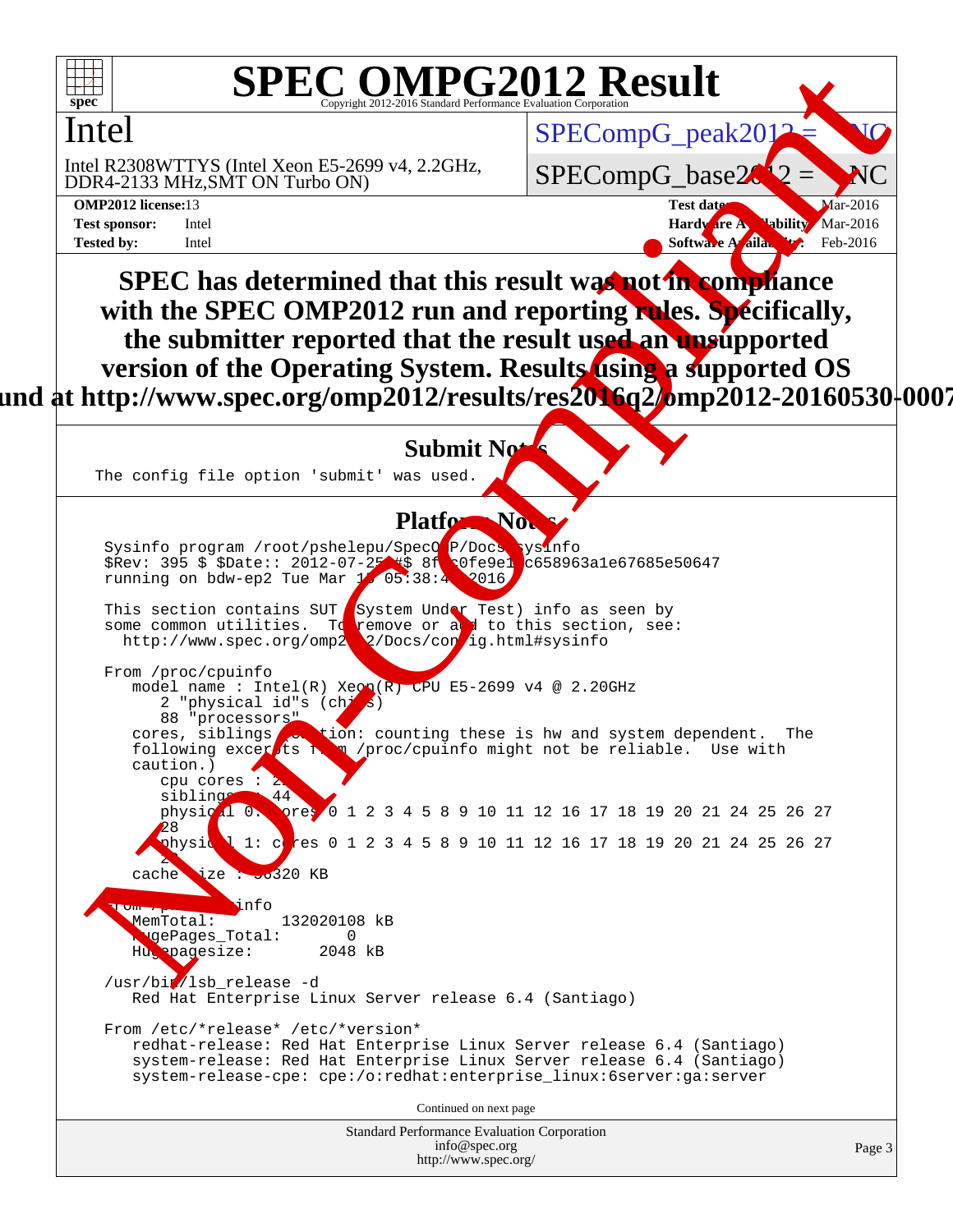# SPEC OMPG2012 Result

Copyright 2012-2016 Standard Performance Evaluation Corporation

**Intel**

Intel R2308WTTYS (Intel Xeon E5-2699 v4, 2.2GHz, DDR4-2133 MHz,SMT ON Turbo ON)

SPECompG_peak2012 = NC

SPECompG_base2012 = NC

**OMP2012 license:** 13
**Test sponsor:** Intel
**Tested by:** Intel

**Test date:** Mar-2016
**Hardware Availability:** Mar-2016
**Software Availability:** Feb-2016

**SPEC has determined that this result was not in compliance with the SPEC OMP2012 run and reporting rules. Specifically, the submitter reported that the result used an unsupported version of the Operating System. Results using a supported OS can be found at http://www.spec.org/omp2012/results/res2016q2/omp2012-20160530-0007**

## Submit Notes

```
The config file option 'submit' was used.
```

## Platform Notes

```
Sysinfo program /root/pshelepu/SpecOMP/Docs/sysinfo
$Rev: 395 $ $Date:: 2012-07-25 #$ 8f8c0fe9e19c658963a1e67685e50647
running on bdw-ep2 Tue Mar 15 05:38:47 2016

This section contains SUT (System Under Test) info as seen by
some common utilities.  To remove or add to this section, see:
  http://www.spec.org/omp2012/Docs/config.html#sysinfo

From /proc/cpuinfo
   model name : Intel(R) Xeon(R) CPU E5-2699 v4 @ 2.20GHz
      2 "physical id"s (chips)
      88 "processors"
   cores, siblings (Caution: counting these is hw and system dependent.  The
   following excerpts from /proc/cpuinfo might not be reliable.  Use with
   caution.)
      cpu cores : 22
      siblings  : 44
      physical 0: cores 0 1 2 3 4 5 8 9 10 11 12 16 17 18 19 20 21 24 25 26 27
      28
      physical 1: cores 0 1 2 3 4 5 8 9 10 11 12 16 17 18 19 20 21 24 25 26 27
      28
   cache size : 56320 KB

From /proc/meminfo
   MemTotal:       132020108 kB
   HugePages_Total:       0
   Hugepagesize:       2048 kB

/usr/bin/lsb_release -d
   Red Hat Enterprise Linux Server release 6.4 (Santiago)

From /etc/*release* /etc/*version*
   redhat-release: Red Hat Enterprise Linux Server release 6.4 (Santiago)
   system-release: Red Hat Enterprise Linux Server release 6.4 (Santiago)
   system-release-cpe: cpe:/o:redhat:enterprise_linux:6server:ga:server
```

Continued on next page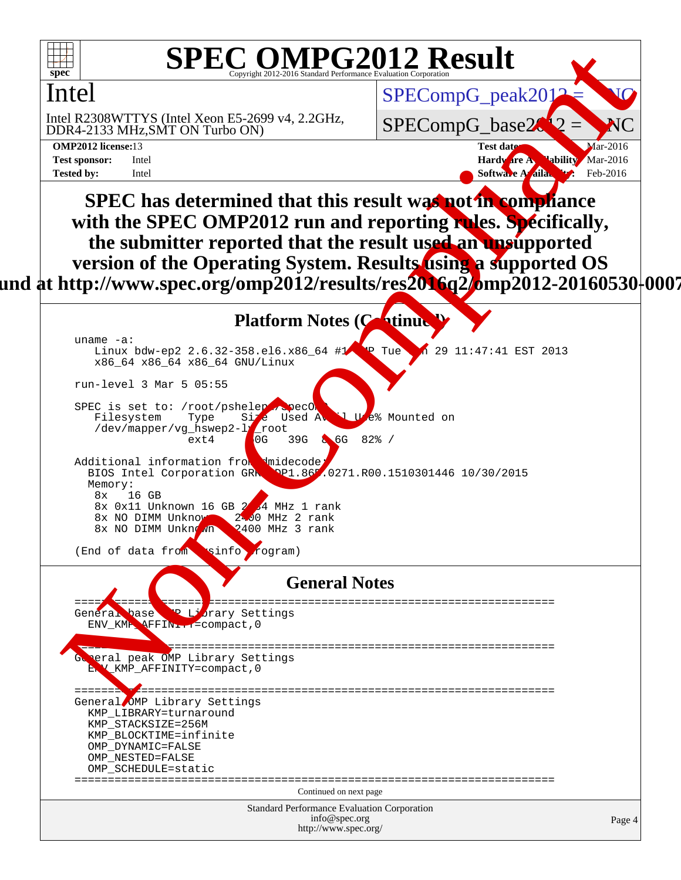# SPEC OMPG2012 Result

Copyright 2012-2016 Standard Performance Evaluation Corporation

**Intel**

Intel R2308WTTYS (Intel Xeon E5-2699 v4, 2.2GHz, DDR4-2133 MHz,SMT ON Turbo ON)

SPECompG_peak2012 = NC

SPECompG_base2012 = NC

**OMP2012 license:** 13
**Test sponsor:** Intel
**Tested by:** Intel

**Test date:** Mar-2016
**Hardware Availability:** Mar-2016
**Software Availability:** Feb-2016

**SPEC has determined that this result was not in compliance with the SPEC OMP2012 run and reporting rules. Specifically, the submitter reported that the result used an unsupported version of the Operating System. Results using a supported OS found at http://www.spec.org/omp2012/results/res2016q2/omp2012-20160530-0007**

## Platform Notes (Continued)

```
uname -a:
   Linux bdw-ep2 2.6.32-358.el6.x86_64 #1 SMP Tue Jan 29 11:47:41 EST 2013
   x86_64 x86_64 x86_64 GNU/Linux

run-level 3 Mar 5 05:55

SPEC is set to: /root/pshelepu/specOMP
   Filesystem     Type    Size  Used Avail Use% Mounted on
   /dev/mapper/vg_hswep2-lv_root
                  ext4     50G   39G  8.6G  82% /

Additional information from dmidecode:
  BIOS Intel Corporation GRRFCRB1.86B.0271.R00.1510301446 10/30/2015
  Memory:
   8x   16 GB
   8x 0x11 Unknown 16 GB 2134 MHz 1 rank
   8x NO DIMM Unknown   2400 MHz 2 rank
   8x NO DIMM Unknown   2400 MHz 3 rank

(End of data from sysinfo program)
```

## General Notes

```
========================================================================
General base OMP Library Settings
  ENV_KMP_AFFINITY=compact,0

========================================================================
General peak OMP Library Settings
  ENV_KMP_AFFINITY=compact,0

========================================================================
General OMP Library Settings
  KMP_LIBRARY=turnaround
  KMP_STACKSIZE=256M
  KMP_BLOCKTIME=infinite
  OMP_DYNAMIC=FALSE
  OMP_NESTED=FALSE
  OMP_SCHEDULE=static
========================================================================
```

Continued on next page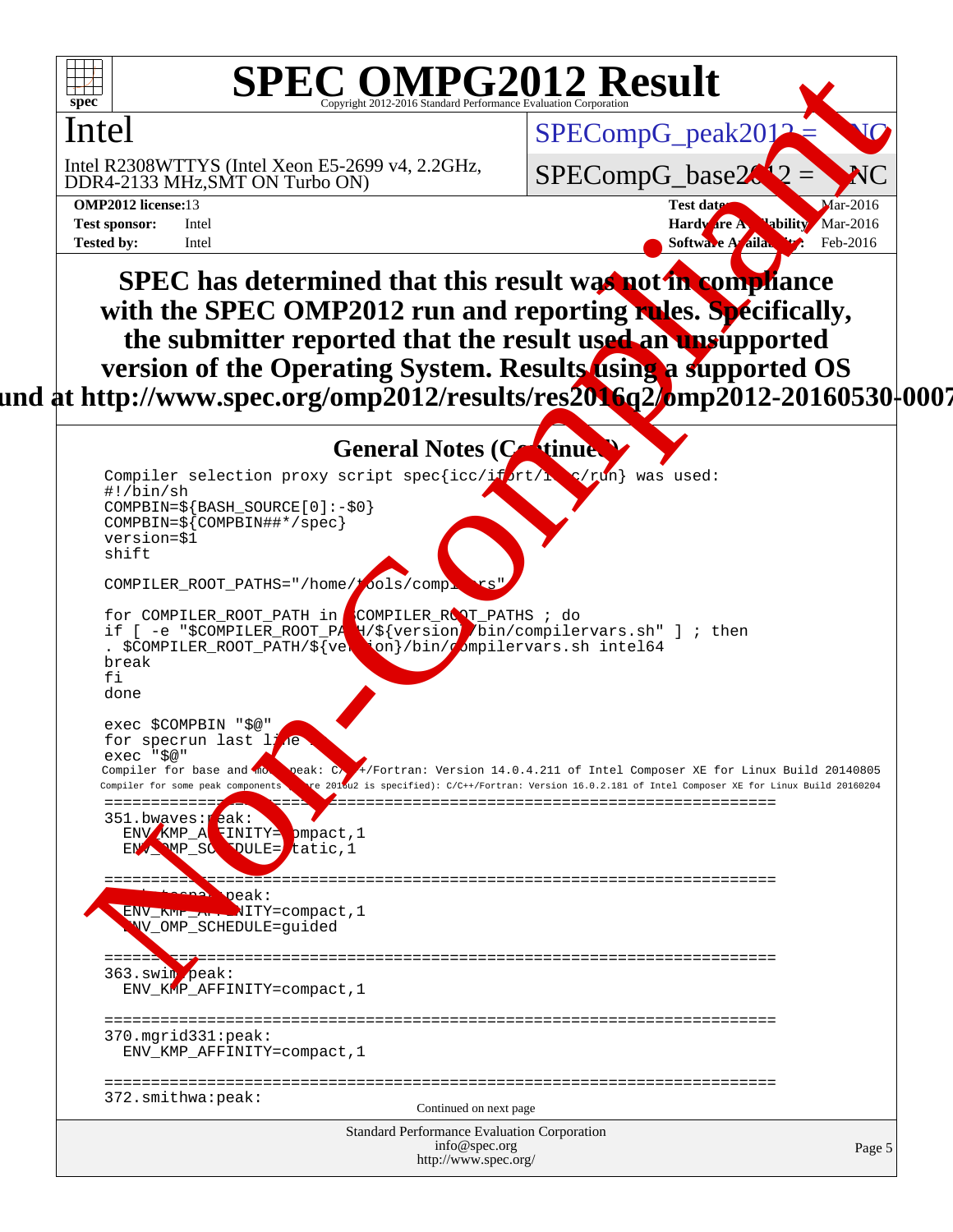# SPEC OMPG2012 Result

Copyright 2012-2016 Standard Performance Evaluation Corporation

**Intel**

Intel R2308WTTYS (Intel Xeon E5-2699 v4, 2.2GHz, DDR4-2133 MHz,SMT ON Turbo ON)

SPECompG_peak2012 = NC

SPECompG_base2012 = NC

**OMP2012 license:** 13 | **Test date:** Mar-2016
**Test sponsor:** Intel | **Hardware Availability:** Mar-2016
**Tested by:** Intel | **Software Availability:** Feb-2016

**SPEC has determined that this result was not in compliance with the SPEC OMP2012 run and reporting rules. Specifically, the submitter reported that the result used an unsupported version of the Operating System. Results using a supported OS found at http://www.spec.org/omp2012/results/res2016q2/omp2012-20160530-0007**

## General Notes (Continued)

```
Compiler selection proxy script spec{icc/ifort/icpc/run} was used:
#!/bin/sh
COMPBIN=${BASH_SOURCE[0]:-$0}
COMPBIN=${COMPBIN##*/spec}
version=$1
shift

COMPILER_ROOT_PATHS="/home/tools/compilers"

for COMPILER_ROOT_PATH in $COMPILER_ROOT_PATHS ; do
if [ -e "$COMPILER_ROOT_PATH/${version}/bin/compilervars.sh" ] ; then
 . $COMPILER_ROOT_PATH/${version}/bin/compilervars.sh intel64
break
fi
done

exec $COMPBIN "$@"
for specrun last line :
exec "$@"
Compiler for base and most peak: C/C++/Fortran: Version 14.0.4.211 of Intel Composer XE for Linux Build 20140805
Compiler for some peak components (where 2016u2 is specified): C/C++/Fortran: Version 16.0.2.181 of Intel Composer XE for Linux Build 20160204
========================================================================
351.bwaves:peak:
  ENV_KMP_AFFINITY=compact,1
  ENV_OMP_SCHEDULE=static,1

========================================================================
362.fma3d:peak:
  ENV_KMP_AFFINITY=compact,1
  ENV_OMP_SCHEDULE=guided

========================================================================
363.swim:peak:
  ENV_KMP_AFFINITY=compact,1

========================================================================
370.mgrid331:peak:
  ENV_KMP_AFFINITY=compact,1

========================================================================
372.smithwa:peak:
```

Continued on next page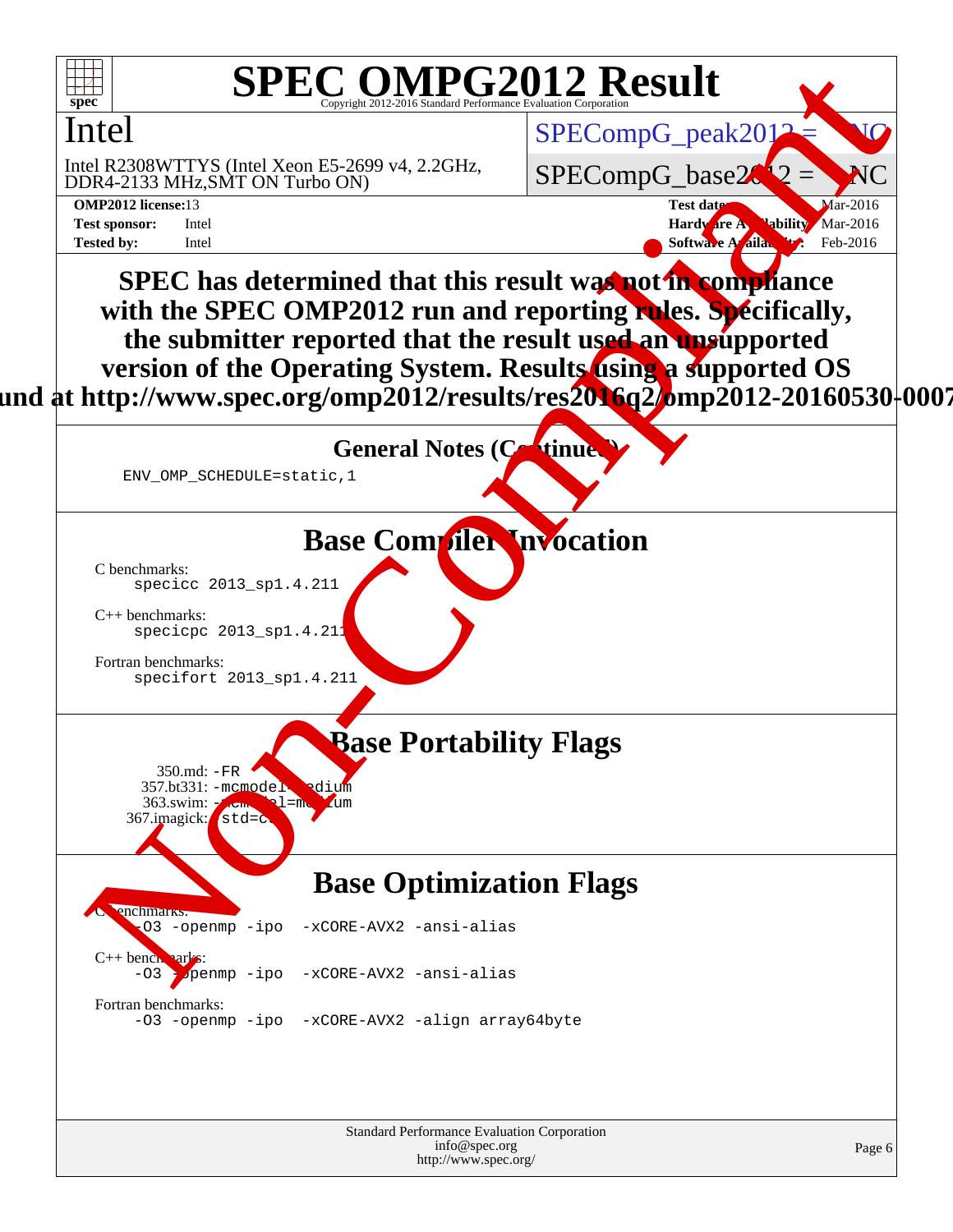# SPEC OMPG2012 Result

Copyright 2012-2016 Standard Performance Evaluation Corporation

## Intel

Intel R2308WTTYS (Intel Xeon E5-2699 v4, 2.2GHz, DDR4-2133 MHz,SMT ON Turbo ON)

SPECompG_peak2012 = NC

SPECompG_base2012 = NC

**OMP2012 license:** 13
**Test sponsor:** Intel
**Tested by:** Intel

**Test date:** Mar-2016
**Hardware Availability:** Mar-2016
**Software Availability:** Feb-2016

**SPEC has determined that this result was not in compliance with the SPEC OMP2012 run and reporting rules. Specifically, the submitter reported that the result used an unsupported version of the Operating System. Results using a supported OS found at http://www.spec.org/omp2012/results/res2016q2/omp2012-20160530-0007**

## General Notes (Continued)

```
ENV_OMP_SCHEDULE=static,1
```

## Base Compiler Invocation

C benchmarks:
```
specicc 2013_sp1.4.211
```

C++ benchmarks:
```
specicpc 2013_sp1.4.211
```

Fortran benchmarks:
```
specifort 2013_sp1.4.211
```

## Base Portability Flags

350.md: `-FR`
357.bt331: `-mcmodel=medium`
363.swim: `-mcmodel=medium`
367.imagick: `-std=c99`

## Base Optimization Flags

C benchmarks:
```
-O3 -openmp -ipo  -xCORE-AVX2 -ansi-alias
```

C++ benchmarks:
```
-O3 -openmp -ipo  -xCORE-AVX2 -ansi-alias
```

Fortran benchmarks:
```
-O3 -openmp -ipo  -xCORE-AVX2 -align array64byte
```

Standard Performance Evaluation Corporation
info@spec.org
http://www.spec.org/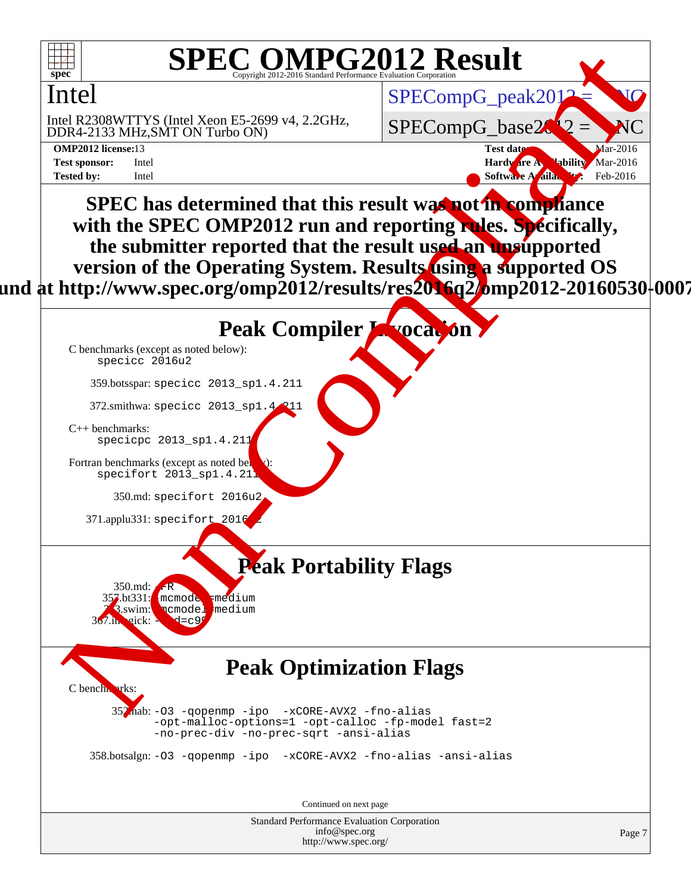# SPEC OMPG2012 Result

Copyright 2012-2016 Standard Performance Evaluation Corporation

## Intel

Intel R2308WTTYS (Intel Xeon E5-2699 v4, 2.2GHz, DDR4-2133 MHz,SMT ON Turbo ON)

SPECompG_peak2012 = NC

SPECompG_base2012 = NC

**OMP2012 license:** 13
**Test sponsor:** Intel
**Tested by:** Intel

**Test date:** Mar-2016
**Hardware Availability:** Mar-2016
**Software Availability:** Feb-2016

**SPEC has determined that this result was not in compliance with the SPEC OMP2012 run and reporting rules. Specifically, the submitter reported that the result used an unsupported version of the Operating System. Results using a supported OS found at http://www.spec.org/omp2012/results/res2016q2/omp2012-20160530-0007**

## Peak Compiler Invocation

C benchmarks (except as noted below):
```
specicc 2016u2
```

359.botsspar: `specicc 2013_sp1.4.211`

372.smithwa: `specicc 2013_sp1.4.211`

C++ benchmarks:
```
specicpc 2013_sp1.4.211
```

Fortran benchmarks (except as noted below):
```
specifort 2013_sp1.4.211
```

350.md: `specifort 2016u2`

371.applu331: `specifort 2016u2`

## Peak Portability Flags

350.md: `-FR`
357.bt331: `-mcmodel=medium`
363.swim: `-mcmodel=medium`
367.imagick: `-std=c99`

## Peak Optimization Flags

C benchmarks:

352.nab: `-O3 -qopenmp -ipo -xCORE-AVX2 -fno-alias -opt-malloc-options=1 -opt-calloc -fp-model fast=2 -no-prec-div -no-prec-sqrt -ansi-alias`

358.botsalgn: `-O3 -qopenmp -ipo -xCORE-AVX2 -fno-alias -ansi-alias`

Continued on next page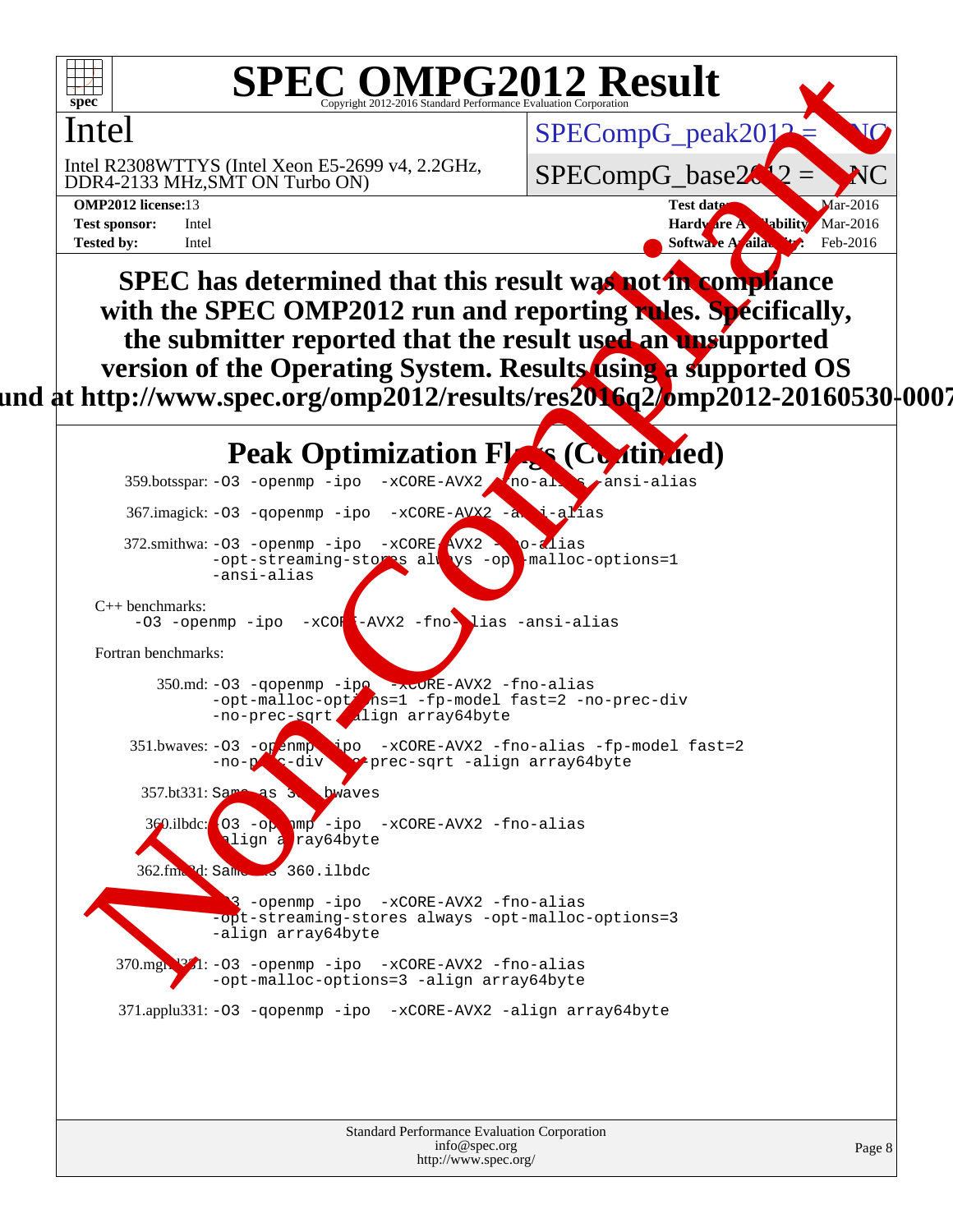# SPEC OMPG2012 Result

Copyright 2012-2016 Standard Performance Evaluation Corporation

**Intel**

Intel R2308WTTYS (Intel Xeon E5-2699 v4, 2.2GHz, DDR4-2133 MHz,SMT ON Turbo ON)

SPECompG_peak2012 = NC

SPECompG_base2012 = NC

**OMP2012 license:** 13
**Test sponsor:** Intel
**Tested by:** Intel

**Test date:** Mar-2016
**Hardware Availability:** Mar-2016
**Software Availability:** Feb-2016

**SPEC has determined that this result was not in compliance with the SPEC OMP2012 run and reporting rules. Specifically, the submitter reported that the result used an unsupported version of the Operating System. Results using a supported OS found at http://www.spec.org/omp2012/results/res2016q2/omp2012-20160530-0007**

## Peak Optimization Flags (Continued)

359.botsspar: `-O3 -openmp -ipo -xCORE-AVX2 -fno-alias -ansi-alias`

367.imagick: `-O3 -qopenmp -ipo -xCORE-AVX2 -ansi-alias`

372.smithwa: `-O3 -openmp -ipo -xCORE-AVX2 -fno-alias -opt-streaming-stores always -opt-malloc-options=1 -ansi-alias`

C++ benchmarks:
`-O3 -openmp -ipo -xCORE-AVX2 -fno-alias -ansi-alias`

Fortran benchmarks:

350.md: `-O3 -qopenmp -ipo -xCORE-AVX2 -fno-alias -opt-malloc-options=1 -fp-model fast=2 -no-prec-div -no-prec-sqrt -align array64byte`

351.bwaves: `-O3 -openmp -ipo -xCORE-AVX2 -fno-alias -fp-model fast=2 -no-prec-div -no-prec-sqrt -align array64byte`

357.bt331: Same as 351.bwaves

360.ilbdc: `-O3 -openmp -ipo -xCORE-AVX2 -fno-alias -align array64byte`

362.fma3d: Same as 360.ilbdc

363.swim: `-O3 -openmp -ipo -xCORE-AVX2 -fno-alias -opt-streaming-stores always -opt-malloc-options=3 -align array64byte`

370.mgrid331: `-O3 -openmp -ipo -xCORE-AVX2 -fno-alias -opt-malloc-options=3 -align array64byte`

371.applu331: `-O3 -qopenmp -ipo -xCORE-AVX2 -align array64byte`

Standard Performance Evaluation Corporation
info@spec.org
http://www.spec.org/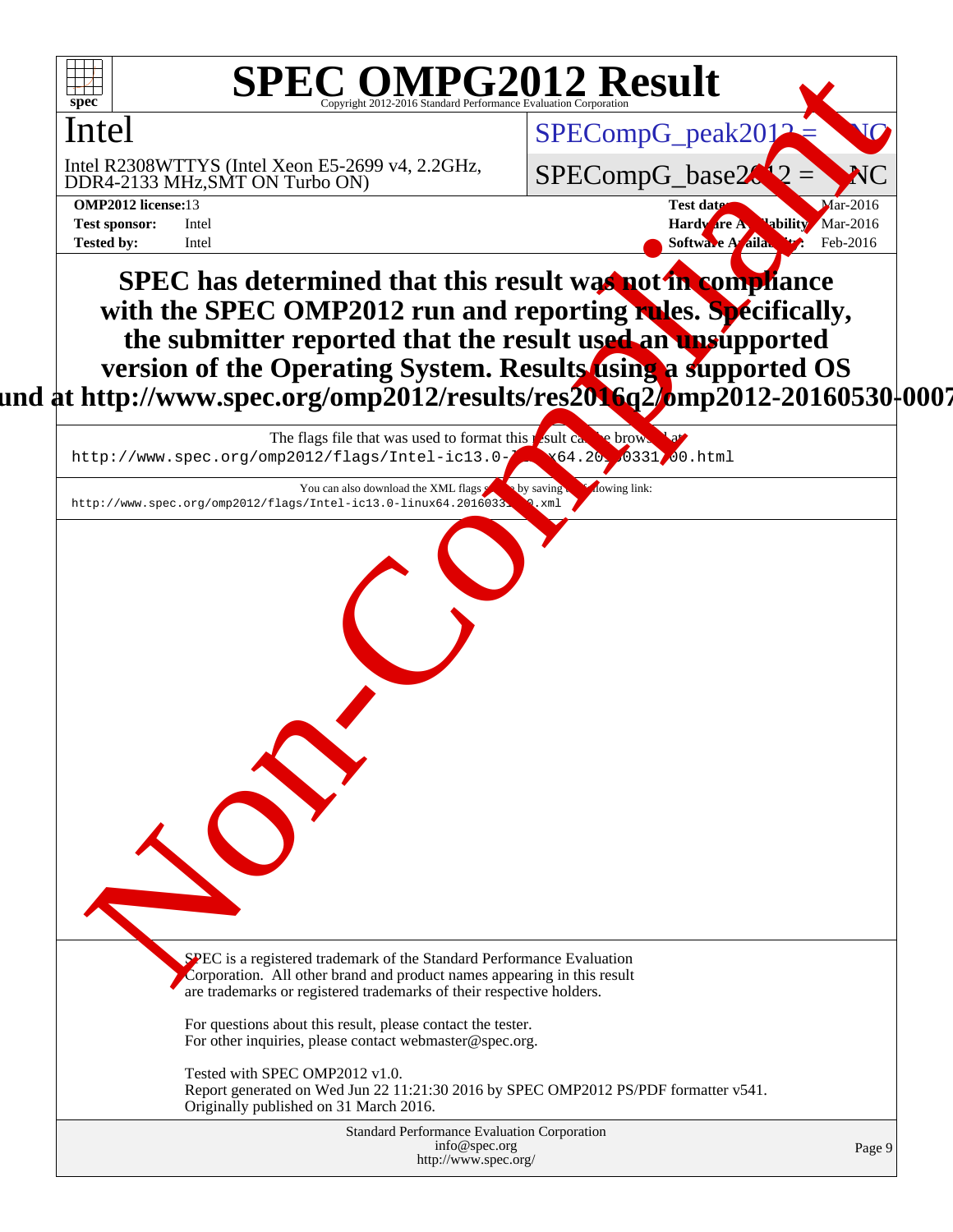# SPEC OMPG2012 Result

Copyright 2012-2016 Standard Performance Evaluation Corporation

**Intel**

Intel R2308WTTYS (Intel Xeon E5-2699 v4, 2.2GHz, DDR4-2133 MHz,SMT ON Turbo ON)

SPECompG_peak2012 = NC

SPECompG_base2012 = NC

| | | | |
|---|---|---|---|
| **OMP2012 license:** | 13 | **Test date:** | Mar-2016 |
| **Test sponsor:** | Intel | **Hardware Availability:** | Mar-2016 |
| **Tested by:** | Intel | **Software Availability:** | Feb-2016 |

**SPEC has determined that this result was not in compliance with the SPEC OMP2012 run and reporting rules. Specifically, the submitter reported that the result used an unsupported version of the Operating System. Results using a supported OS can be found at http://www.spec.org/omp2012/results/res2016q2/omp2012-20160530-0007**

The flags file that was used to format this result can be browsed at
http://www.spec.org/omp2012/flags/Intel-ic13.0-linux64.20160331.00.html

You can also download the XML flags source by saving the following link:
http://www.spec.org/omp2012/flags/Intel-ic13.0-linux64.20160331.00.xml

Non-Compliant

SPEC is a registered trademark of the Standard Performance Evaluation Corporation. All other brand and product names appearing in this result are trademarks or registered trademarks of their respective holders.

For questions about this result, please contact the tester.
For other inquiries, please contact webmaster@spec.org.

Tested with SPEC OMP2012 v1.0.
Report generated on Wed Jun 22 11:21:30 2016 by SPEC OMP2012 PS/PDF formatter v541.
Originally published on 31 March 2016.